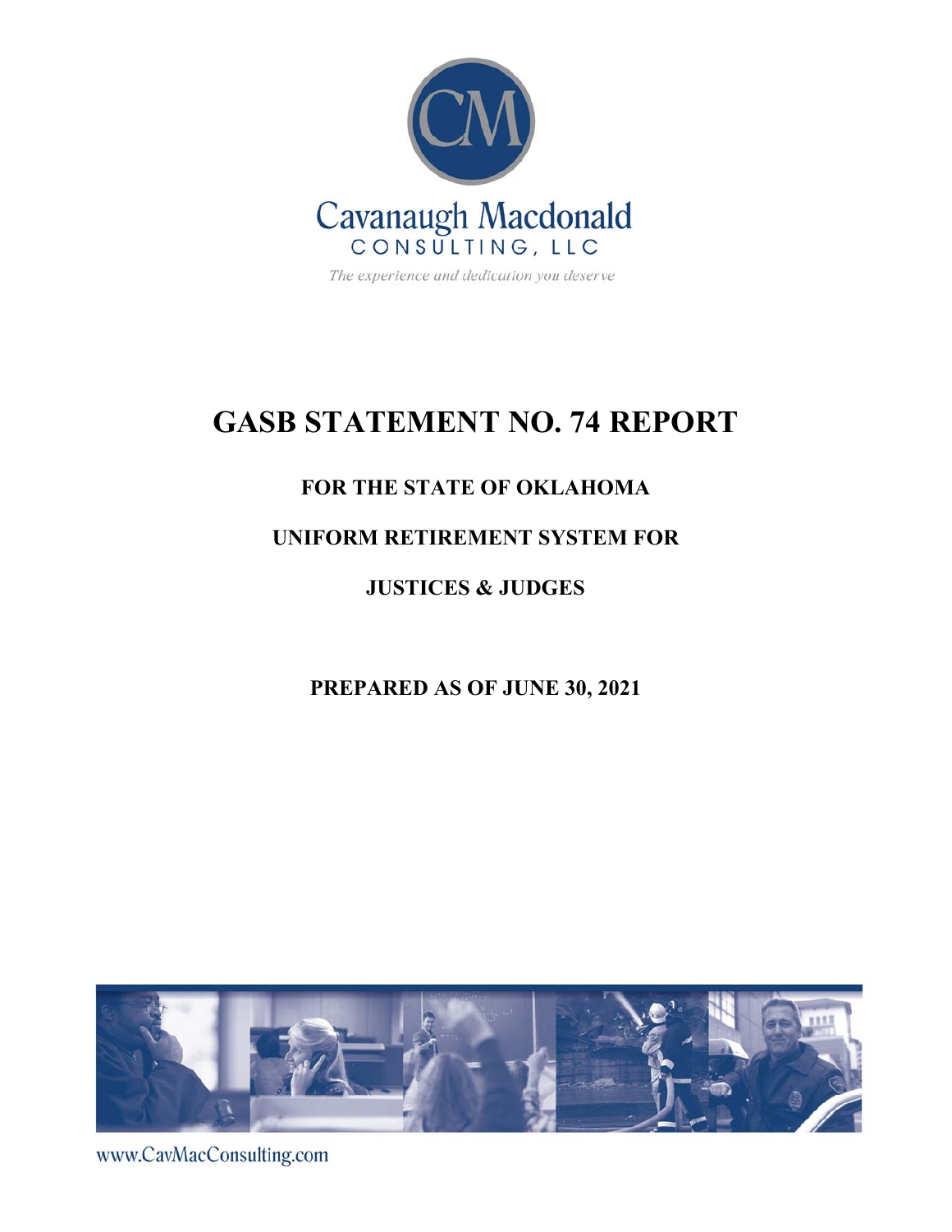Cavanaugh Macdonald
CONSULTING, LLC

*The experience and dedication you deserve*

# GASB STATEMENT NO. 74 REPORT

## FOR THE STATE OF OKLAHOMA

## UNIFORM RETIREMENT SYSTEM FOR

## JUSTICES & JUDGES

**PREPARED AS OF JUNE 30, 2021**

www.CavMacConsulting.com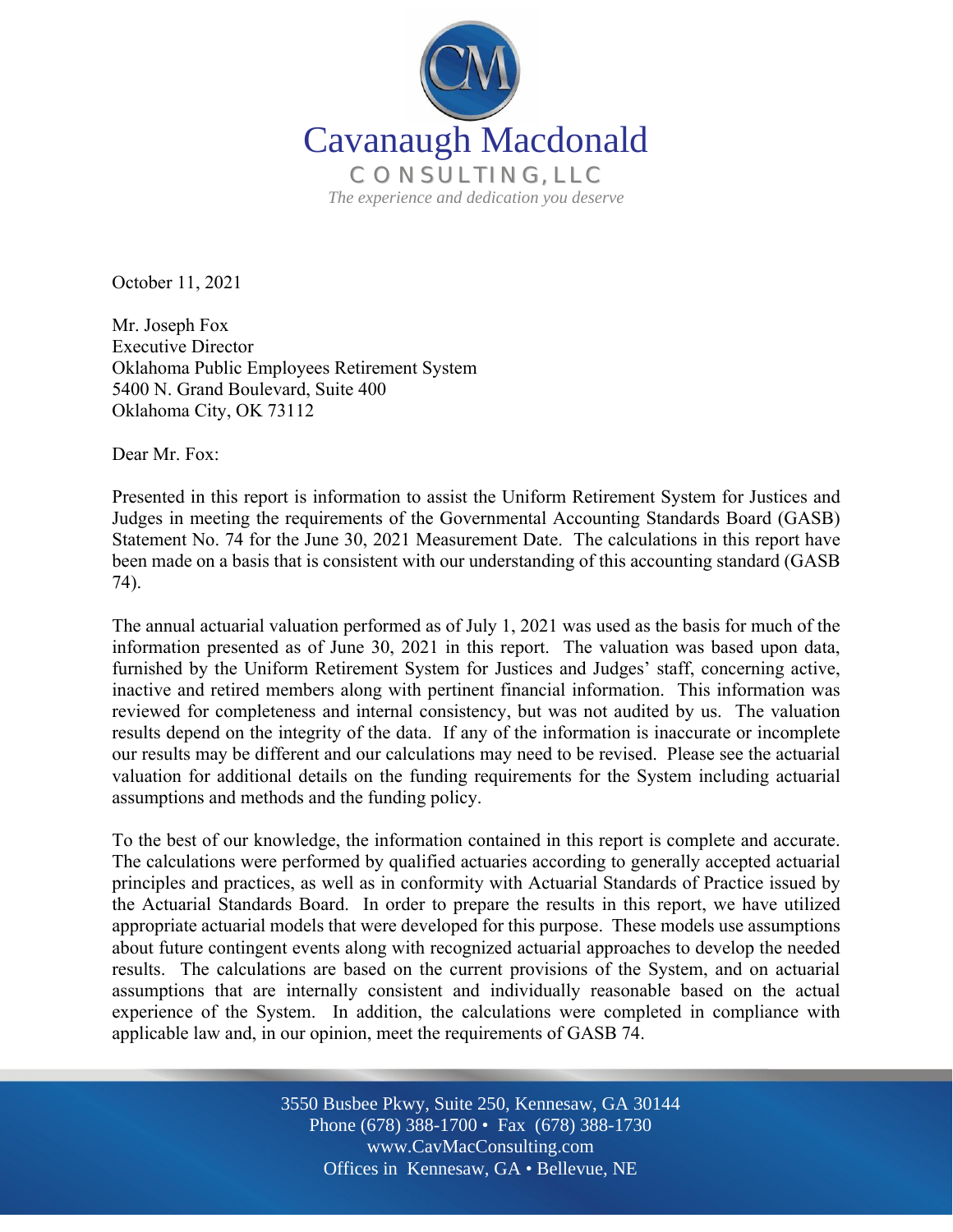Cavanaugh Macdonald

CONSULTING, LLC

*The experience and dedication you deserve*

October 11, 2021

Mr. Joseph Fox
Executive Director
Oklahoma Public Employees Retirement System
5400 N. Grand Boulevard, Suite 400
Oklahoma City, OK 73112

Dear Mr. Fox:

Presented in this report is information to assist the Uniform Retirement System for Justices and Judges in meeting the requirements of the Governmental Accounting Standards Board (GASB) Statement No. 74 for the June 30, 2021 Measurement Date. The calculations in this report have been made on a basis that is consistent with our understanding of this accounting standard (GASB 74).

The annual actuarial valuation performed as of July 1, 2021 was used as the basis for much of the information presented as of June 30, 2021 in this report. The valuation was based upon data, furnished by the Uniform Retirement System for Justices and Judges' staff, concerning active, inactive and retired members along with pertinent financial information. This information was reviewed for completeness and internal consistency, but was not audited by us. The valuation results depend on the integrity of the data. If any of the information is inaccurate or incomplete our results may be different and our calculations may need to be revised. Please see the actuarial valuation for additional details on the funding requirements for the System including actuarial assumptions and methods and the funding policy.

To the best of our knowledge, the information contained in this report is complete and accurate. The calculations were performed by qualified actuaries according to generally accepted actuarial principles and practices, as well as in conformity with Actuarial Standards of Practice issued by the Actuarial Standards Board. In order to prepare the results in this report, we have utilized appropriate actuarial models that were developed for this purpose. These models use assumptions about future contingent events along with recognized actuarial approaches to develop the needed results. The calculations are based on the current provisions of the System, and on actuarial assumptions that are internally consistent and individually reasonable based on the actual experience of the System. In addition, the calculations were completed in compliance with applicable law and, in our opinion, meet the requirements of GASB 74.

3550 Busbee Pkwy, Suite 250, Kennesaw, GA 30144
Phone (678) 388-1700 • Fax (678) 388-1730
www.CavMacConsulting.com
Offices in Kennesaw, GA • Bellevue, NE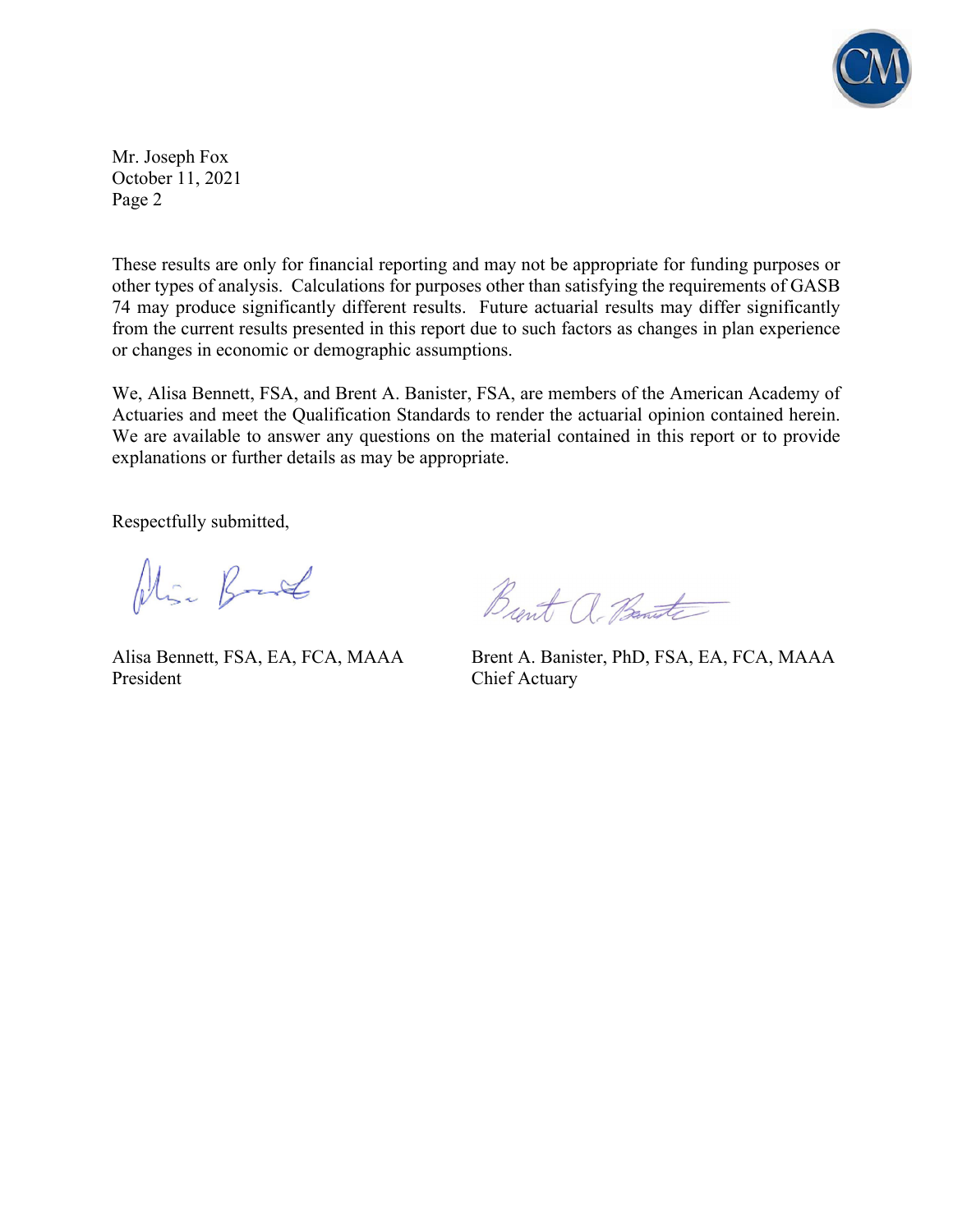Mr. Joseph Fox
October 11, 2021
Page 2

These results are only for financial reporting and may not be appropriate for funding purposes or other types of analysis. Calculations for purposes other than satisfying the requirements of GASB 74 may produce significantly different results. Future actuarial results may differ significantly from the current results presented in this report due to such factors as changes in plan experience or changes in economic or demographic assumptions.

We, Alisa Bennett, FSA, and Brent A. Banister, FSA, are members of the American Academy of Actuaries and meet the Qualification Standards to render the actuarial opinion contained herein. We are available to answer any questions on the material contained in this report or to provide explanations or further details as may be appropriate.

Respectfully submitted,

Alisa Bennett, FSA, EA, FCA, MAAA
President

Brent A. Banister, PhD, FSA, EA, FCA, MAAA
Chief Actuary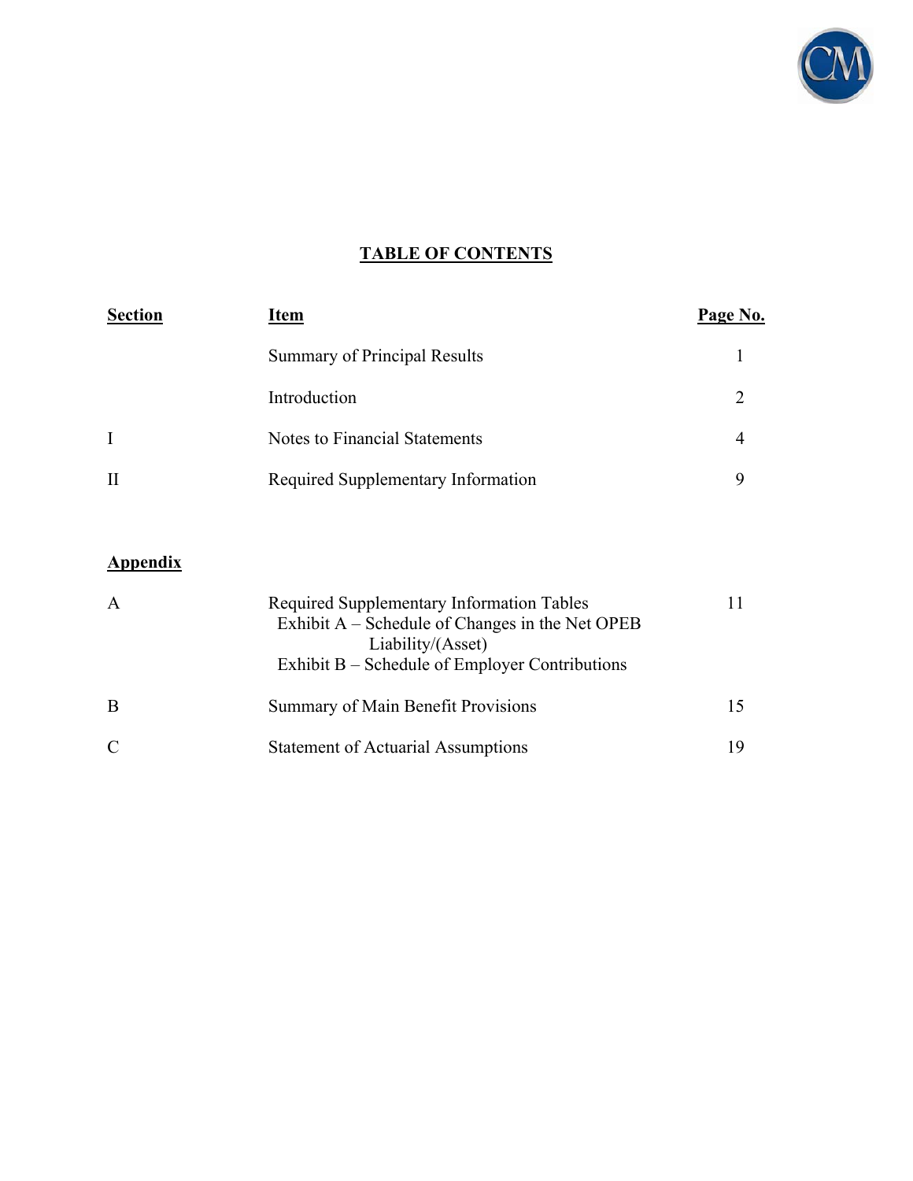# TABLE OF CONTENTS

| Section | Item | Page No. |
|---|---|---|
| | Summary of Principal Results | 1 |
| | Introduction | 2 |
| I | Notes to Financial Statements | 4 |
| II | Required Supplementary Information | 9 |

| Appendix | | |
|---|---|---|
| A | Required Supplementary Information Tables<br>Exhibit A – Schedule of Changes in the Net OPEB Liability/(Asset)<br>Exhibit B – Schedule of Employer Contributions | 11 |
| B | Summary of Main Benefit Provisions | 15 |
| C | Statement of Actuarial Assumptions | 19 |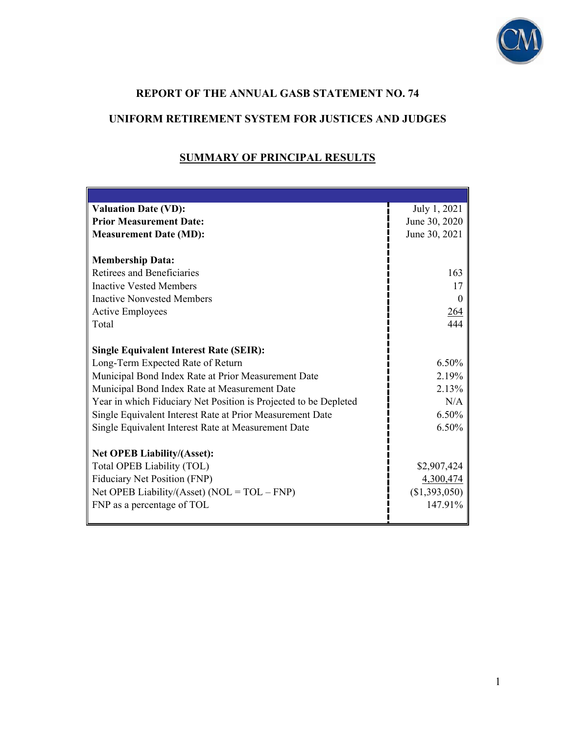# REPORT OF THE ANNUAL GASB STATEMENT NO. 74

# UNIFORM RETIREMENT SYSTEM FOR JUSTICES AND JUDGES

## SUMMARY OF PRINCIPAL RESULTS

| | |
|---|---|
| **Valuation Date (VD):** | July 1, 2021 |
| **Prior Measurement Date:** | June 30, 2020 |
| **Measurement Date (MD):** | June 30, 2021 |
| | |
| **Membership Data:** | |
| Retirees and Beneficiaries | 163 |
| Inactive Vested Members | 17 |
| Inactive Nonvested Members | 0 |
| Active Employees | 264 |
| Total | 444 |
| | |
| **Single Equivalent Interest Rate (SEIR):** | |
| Long-Term Expected Rate of Return | 6.50% |
| Municipal Bond Index Rate at Prior Measurement Date | 2.19% |
| Municipal Bond Index Rate at Measurement Date | 2.13% |
| Year in which Fiduciary Net Position is Projected to be Depleted | N/A |
| Single Equivalent Interest Rate at Prior Measurement Date | 6.50% |
| Single Equivalent Interest Rate at Measurement Date | 6.50% |
| | |
| **Net OPEB Liability/(Asset):** | |
| Total OPEB Liability (TOL) | $2,907,424 |
| Fiduciary Net Position (FNP) | 4,300,474 |
| Net OPEB Liability/(Asset) (NOL = TOL – FNP) | ($1,393,050) |
| FNP as a percentage of TOL | 147.91% |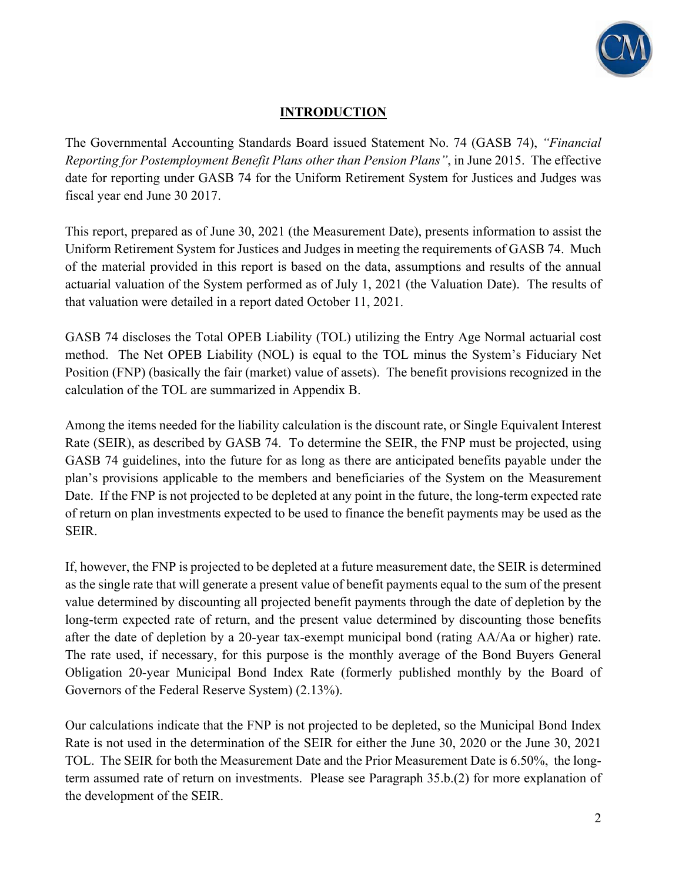## INTRODUCTION

The Governmental Accounting Standards Board issued Statement No. 74 (GASB 74), *"Financial Reporting for Postemployment Benefit Plans other than Pension Plans"*, in June 2015. The effective date for reporting under GASB 74 for the Uniform Retirement System for Justices and Judges was fiscal year end June 30 2017.

This report, prepared as of June 30, 2021 (the Measurement Date), presents information to assist the Uniform Retirement System for Justices and Judges in meeting the requirements of GASB 74. Much of the material provided in this report is based on the data, assumptions and results of the annual actuarial valuation of the System performed as of July 1, 2021 (the Valuation Date). The results of that valuation were detailed in a report dated October 11, 2021.

GASB 74 discloses the Total OPEB Liability (TOL) utilizing the Entry Age Normal actuarial cost method. The Net OPEB Liability (NOL) is equal to the TOL minus the System's Fiduciary Net Position (FNP) (basically the fair (market) value of assets). The benefit provisions recognized in the calculation of the TOL are summarized in Appendix B.

Among the items needed for the liability calculation is the discount rate, or Single Equivalent Interest Rate (SEIR), as described by GASB 74. To determine the SEIR, the FNP must be projected, using GASB 74 guidelines, into the future for as long as there are anticipated benefits payable under the plan's provisions applicable to the members and beneficiaries of the System on the Measurement Date. If the FNP is not projected to be depleted at any point in the future, the long-term expected rate of return on plan investments expected to be used to finance the benefit payments may be used as the SEIR.

If, however, the FNP is projected to be depleted at a future measurement date, the SEIR is determined as the single rate that will generate a present value of benefit payments equal to the sum of the present value determined by discounting all projected benefit payments through the date of depletion by the long-term expected rate of return, and the present value determined by discounting those benefits after the date of depletion by a 20-year tax-exempt municipal bond (rating AA/Aa or higher) rate. The rate used, if necessary, for this purpose is the monthly average of the Bond Buyers General Obligation 20-year Municipal Bond Index Rate (formerly published monthly by the Board of Governors of the Federal Reserve System) (2.13%).

Our calculations indicate that the FNP is not projected to be depleted, so the Municipal Bond Index Rate is not used in the determination of the SEIR for either the June 30, 2020 or the June 30, 2021 TOL. The SEIR for both the Measurement Date and the Prior Measurement Date is 6.50%, the long-term assumed rate of return on investments. Please see Paragraph 35.b.(2) for more explanation of the development of the SEIR.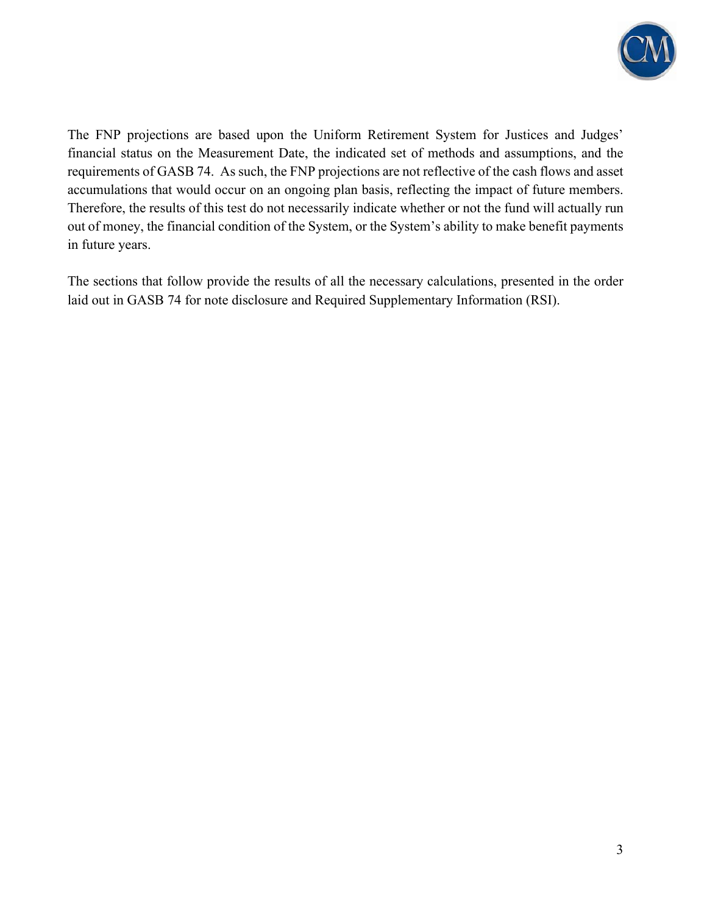The FNP projections are based upon the Uniform Retirement System for Justices and Judges' financial status on the Measurement Date, the indicated set of methods and assumptions, and the requirements of GASB 74. As such, the FNP projections are not reflective of the cash flows and asset accumulations that would occur on an ongoing plan basis, reflecting the impact of future members. Therefore, the results of this test do not necessarily indicate whether or not the fund will actually run out of money, the financial condition of the System, or the System's ability to make benefit payments in future years.

The sections that follow provide the results of all the necessary calculations, presented in the order laid out in GASB 74 for note disclosure and Required Supplementary Information (RSI).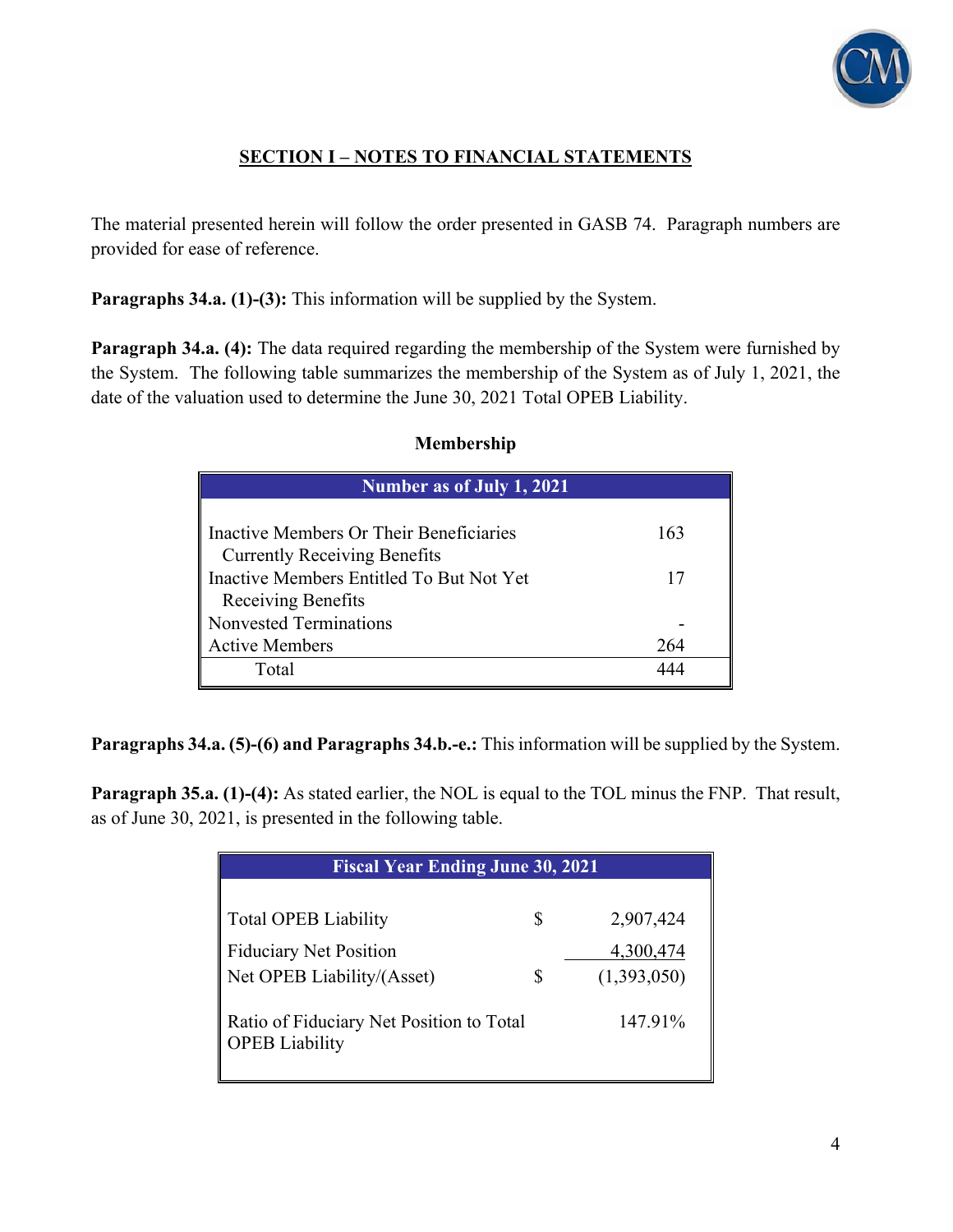## SECTION I – NOTES TO FINANCIAL STATEMENTS

The material presented herein will follow the order presented in GASB 74. Paragraph numbers are provided for ease of reference.

**Paragraphs 34.a. (1)-(3):** This information will be supplied by the System.

**Paragraph 34.a. (4):** The data required regarding the membership of the System were furnished by the System. The following table summarizes the membership of the System as of July 1, 2021, the date of the valuation used to determine the June 30, 2021 Total OPEB Liability.

**Membership**

| Number as of July 1, 2021 | |
|---|---|
| Inactive Members Or Their Beneficiaries Currently Receiving Benefits | 163 |
| Inactive Members Entitled To But Not Yet Receiving Benefits | 17 |
| Nonvested Terminations | - |
| Active Members | 264 |
| Total | 444 |

**Paragraphs 34.a. (5)-(6) and Paragraphs 34.b.-e.:** This information will be supplied by the System.

**Paragraph 35.a. (1)-(4):** As stated earlier, the NOL is equal to the TOL minus the FNP. That result, as of June 30, 2021, is presented in the following table.

| Fiscal Year Ending June 30, 2021 | | |
|---|---|---|
| Total OPEB Liability | $ | 2,907,424 |
| Fiduciary Net Position | | 4,300,474 |
| Net OPEB Liability/(Asset) | $ | (1,393,050) |
| Ratio of Fiduciary Net Position to Total OPEB Liability | | 147.91% |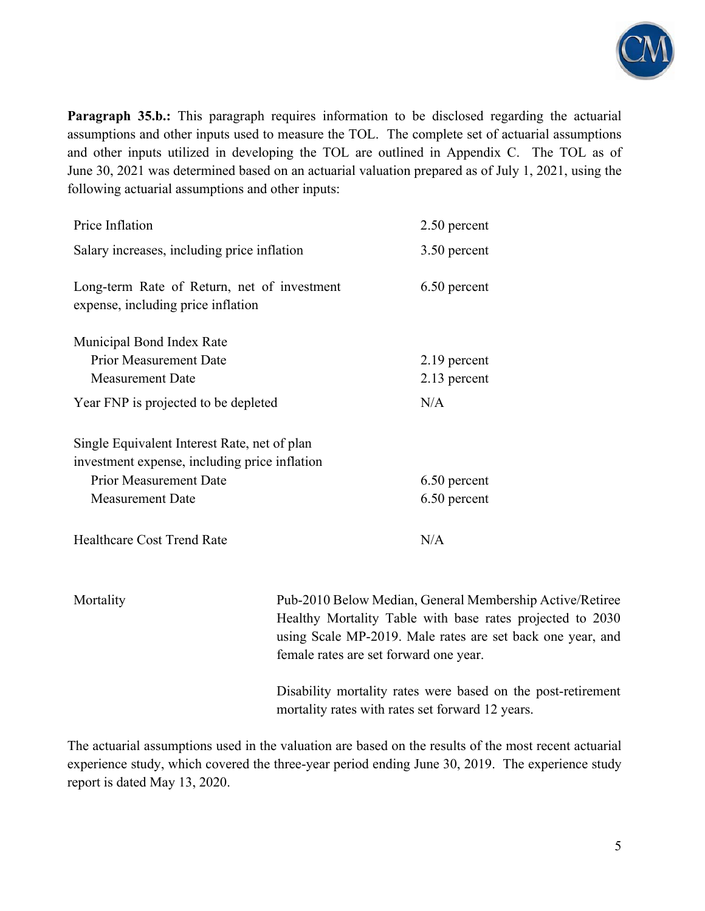**Paragraph 35.b.:** This paragraph requires information to be disclosed regarding the actuarial assumptions and other inputs used to measure the TOL. The complete set of actuarial assumptions and other inputs utilized in developing the TOL are outlined in Appendix C. The TOL as of June 30, 2021 was determined based on an actuarial valuation prepared as of July 1, 2021, using the following actuarial assumptions and other inputs:

| | |
|---|---|
| Price Inflation | 2.50 percent |
| Salary increases, including price inflation | 3.50 percent |
| Long-term Rate of Return, net of investment expense, including price inflation | 6.50 percent |
| Municipal Bond Index Rate | |
| Prior Measurement Date | 2.19 percent |
| Measurement Date | 2.13 percent |
| Year FNP is projected to be depleted | N/A |
| Single Equivalent Interest Rate, net of plan investment expense, including price inflation | |
| Prior Measurement Date | 6.50 percent |
| Measurement Date | 6.50 percent |
| Healthcare Cost Trend Rate | N/A |

| | |
|---|---|
| Mortality | Pub-2010 Below Median, General Membership Active/Retiree Healthy Mortality Table with base rates projected to 2030 using Scale MP-2019. Male rates are set back one year, and female rates are set forward one year.<br><br>Disability mortality rates were based on the post-retirement mortality rates with rates set forward 12 years. |

The actuarial assumptions used in the valuation are based on the results of the most recent actuarial experience study, which covered the three-year period ending June 30, 2019. The experience study report is dated May 13, 2020.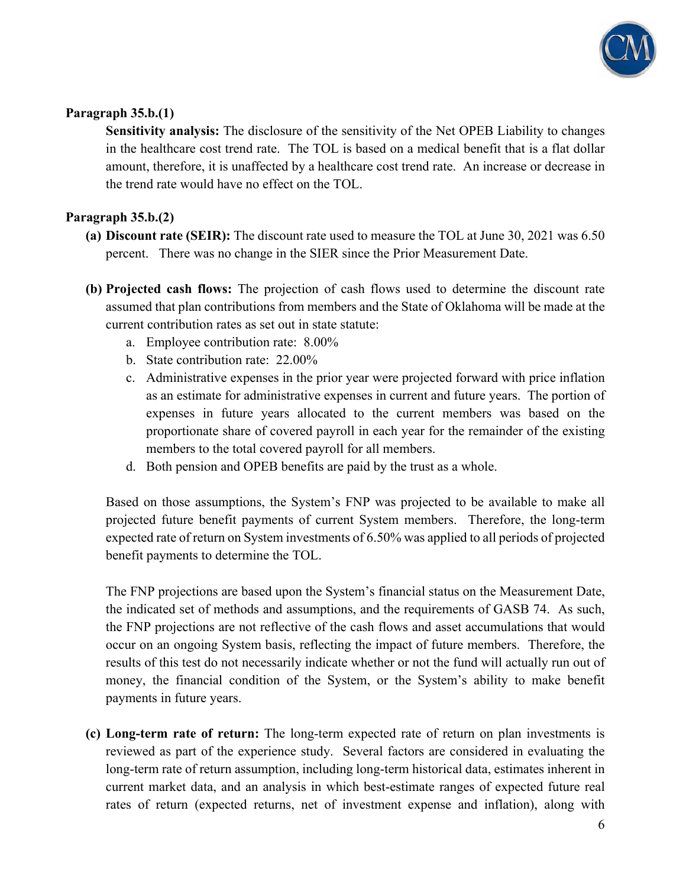**Paragraph 35.b.(1)**

**Sensitivity analysis:** The disclosure of the sensitivity of the Net OPEB Liability to changes in the healthcare cost trend rate. The TOL is based on a medical benefit that is a flat dollar amount, therefore, it is unaffected by a healthcare cost trend rate. An increase or decrease in the trend rate would have no effect on the TOL.

**Paragraph 35.b.(2)**

**(a) Discount rate (SEIR):** The discount rate used to measure the TOL at June 30, 2021 was 6.50 percent. There was no change in the SIER since the Prior Measurement Date.

**(b) Projected cash flows:** The projection of cash flows used to determine the discount rate assumed that plan contributions from members and the State of Oklahoma will be made at the current contribution rates as set out in state statute:

a. Employee contribution rate: 8.00%
b. State contribution rate: 22.00%
c. Administrative expenses in the prior year were projected forward with price inflation as an estimate for administrative expenses in current and future years. The portion of expenses in future years allocated to the current members was based on the proportionate share of covered payroll in each year for the remainder of the existing members to the total covered payroll for all members.
d. Both pension and OPEB benefits are paid by the trust as a whole.

Based on those assumptions, the System's FNP was projected to be available to make all projected future benefit payments of current System members. Therefore, the long-term expected rate of return on System investments of 6.50% was applied to all periods of projected benefit payments to determine the TOL.

The FNP projections are based upon the System's financial status on the Measurement Date, the indicated set of methods and assumptions, and the requirements of GASB 74. As such, the FNP projections are not reflective of the cash flows and asset accumulations that would occur on an ongoing System basis, reflecting the impact of future members. Therefore, the results of this test do not necessarily indicate whether or not the fund will actually run out of money, the financial condition of the System, or the System's ability to make benefit payments in future years.

**(c) Long-term rate of return:** The long-term expected rate of return on plan investments is reviewed as part of the experience study. Several factors are considered in evaluating the long-term rate of return assumption, including long-term historical data, estimates inherent in current market data, and an analysis in which best-estimate ranges of expected future real rates of return (expected returns, net of investment expense and inflation), along with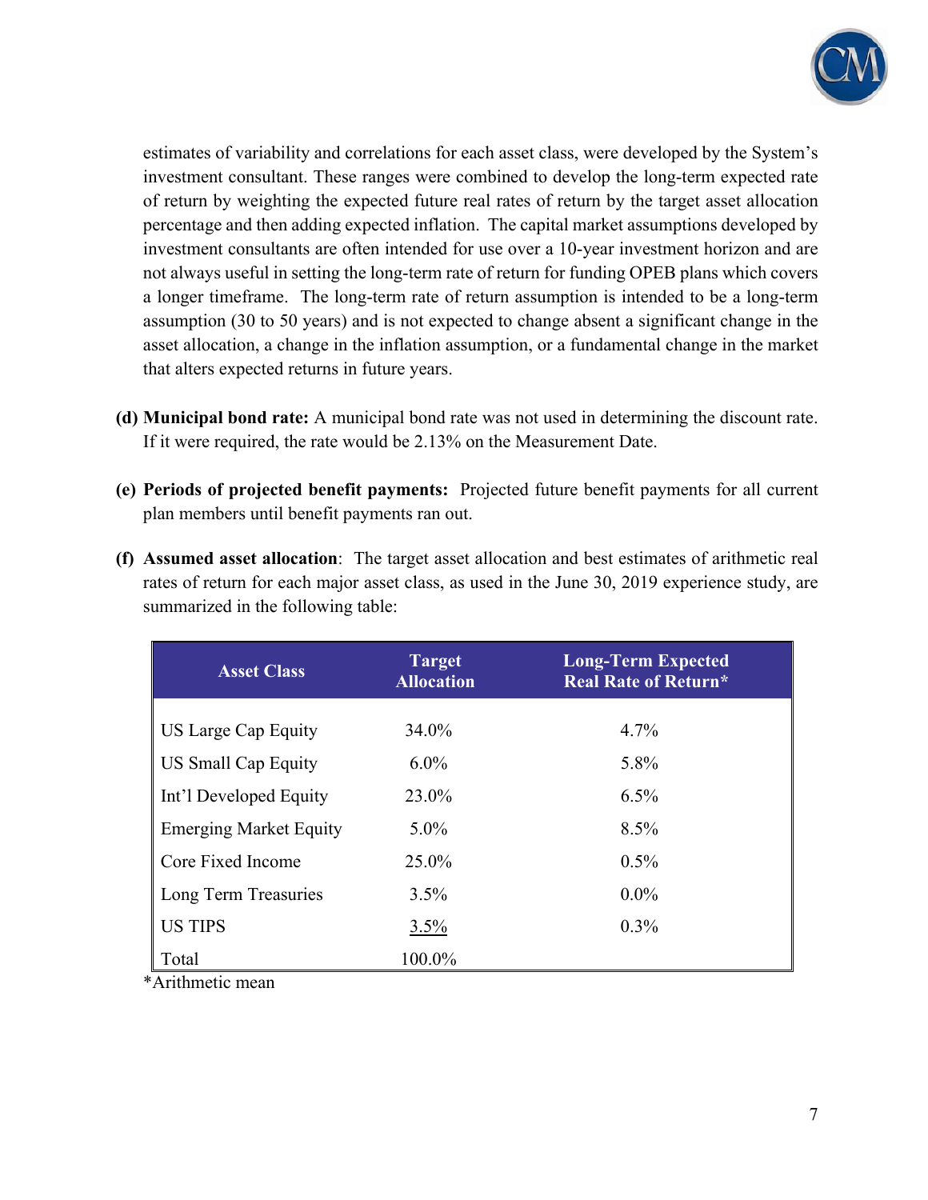estimates of variability and correlations for each asset class, were developed by the System's investment consultant. These ranges were combined to develop the long-term expected rate of return by weighting the expected future real rates of return by the target asset allocation percentage and then adding expected inflation. The capital market assumptions developed by investment consultants are often intended for use over a 10-year investment horizon and are not always useful in setting the long-term rate of return for funding OPEB plans which covers a longer timeframe. The long-term rate of return assumption is intended to be a long-term assumption (30 to 50 years) and is not expected to change absent a significant change in the asset allocation, a change in the inflation assumption, or a fundamental change in the market that alters expected returns in future years.

**(d) Municipal bond rate:** A municipal bond rate was not used in determining the discount rate. If it were required, the rate would be 2.13% on the Measurement Date.

**(e) Periods of projected benefit payments:** Projected future benefit payments for all current plan members until benefit payments ran out.

**(f) Assumed asset allocation**: The target asset allocation and best estimates of arithmetic real rates of return for each major asset class, as used in the June 30, 2019 experience study, are summarized in the following table:

| Asset Class | Target Allocation | Long-Term Expected Real Rate of Return* |
|---|---|---|
| US Large Cap Equity | 34.0% | 4.7% |
| US Small Cap Equity | 6.0% | 5.8% |
| Int'l Developed Equity | 23.0% | 6.5% |
| Emerging Market Equity | 5.0% | 8.5% |
| Core Fixed Income | 25.0% | 0.5% |
| Long Term Treasuries | 3.5% | 0.0% |
| US TIPS | 3.5% | 0.3% |
| Total | 100.0% | |

*Arithmetic mean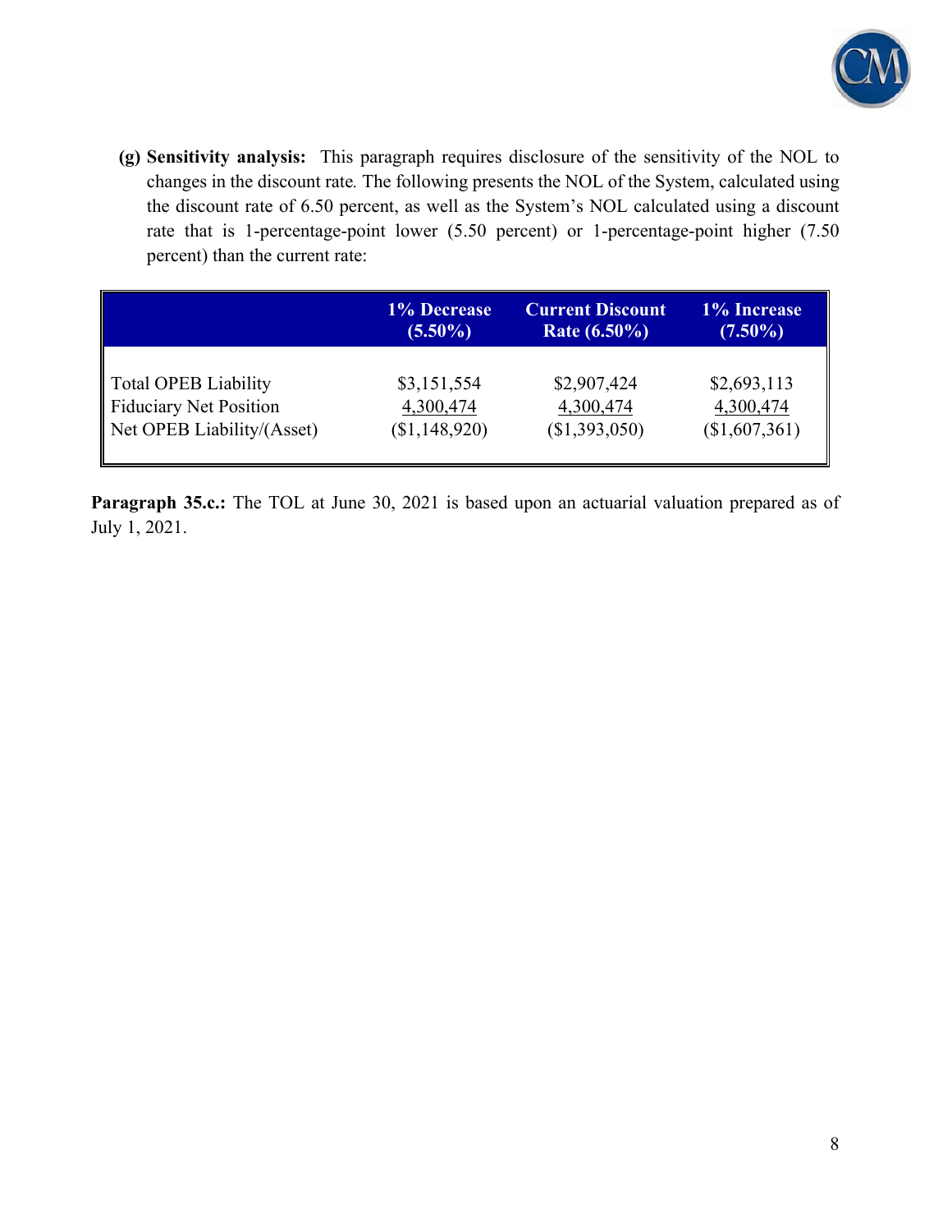**(g) Sensitivity analysis:** This paragraph requires disclosure of the sensitivity of the NOL to changes in the discount rate. The following presents the NOL of the System, calculated using the discount rate of 6.50 percent, as well as the System's NOL calculated using a discount rate that is 1-percentage-point lower (5.50 percent) or 1-percentage-point higher (7.50 percent) than the current rate:

| | 1% Decrease (5.50%) | Current Discount Rate (6.50%) | 1% Increase (7.50%) |
|---|---|---|---|
| Total OPEB Liability | $3,151,554 | $2,907,424 | $2,693,113 |
| Fiduciary Net Position | 4,300,474 | 4,300,474 | 4,300,474 |
| Net OPEB Liability/(Asset) | ($1,148,920) | ($1,393,050) | ($1,607,361) |

**Paragraph 35.c.:** The TOL at June 30, 2021 is based upon an actuarial valuation prepared as of July 1, 2021.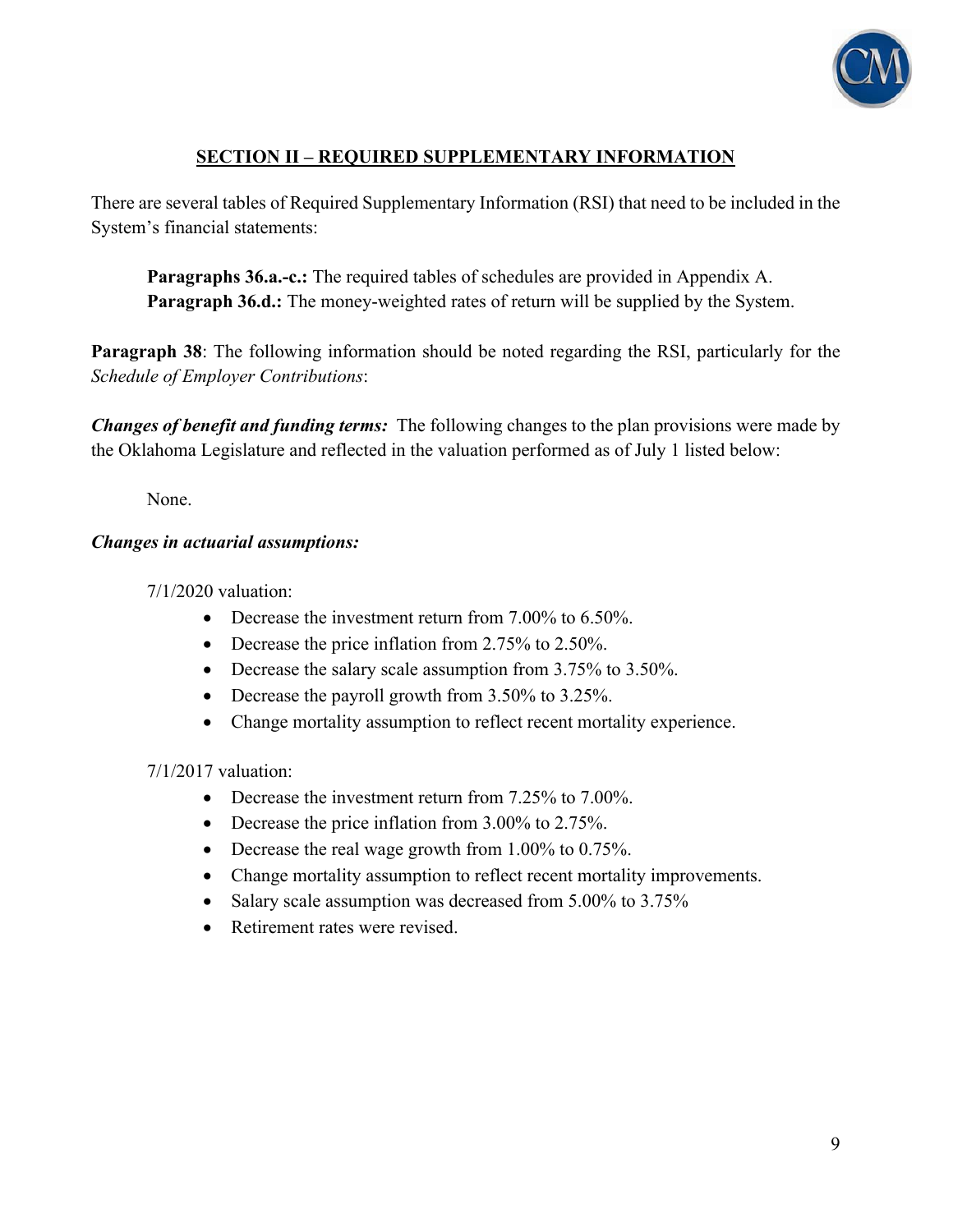## SECTION II – REQUIRED SUPPLEMENTARY INFORMATION

There are several tables of Required Supplementary Information (RSI) that need to be included in the System's financial statements:

**Paragraphs 36.a.-c.:** The required tables of schedules are provided in Appendix A.
**Paragraph 36.d.:** The money-weighted rates of return will be supplied by the System.

**Paragraph 38**: The following information should be noted regarding the RSI, particularly for the *Schedule of Employer Contributions*:

***Changes of benefit and funding terms:*** The following changes to the plan provisions were made by the Oklahoma Legislature and reflected in the valuation performed as of July 1 listed below:

None.

***Changes in actuarial assumptions:***

7/1/2020 valuation:

- Decrease the investment return from 7.00% to 6.50%.
- Decrease the price inflation from 2.75% to 2.50%.
- Decrease the salary scale assumption from 3.75% to 3.50%.
- Decrease the payroll growth from 3.50% to 3.25%.
- Change mortality assumption to reflect recent mortality experience.

7/1/2017 valuation:

- Decrease the investment return from 7.25% to 7.00%.
- Decrease the price inflation from 3.00% to 2.75%.
- Decrease the real wage growth from 1.00% to 0.75%.
- Change mortality assumption to reflect recent mortality improvements.
- Salary scale assumption was decreased from 5.00% to 3.75%
- Retirement rates were revised.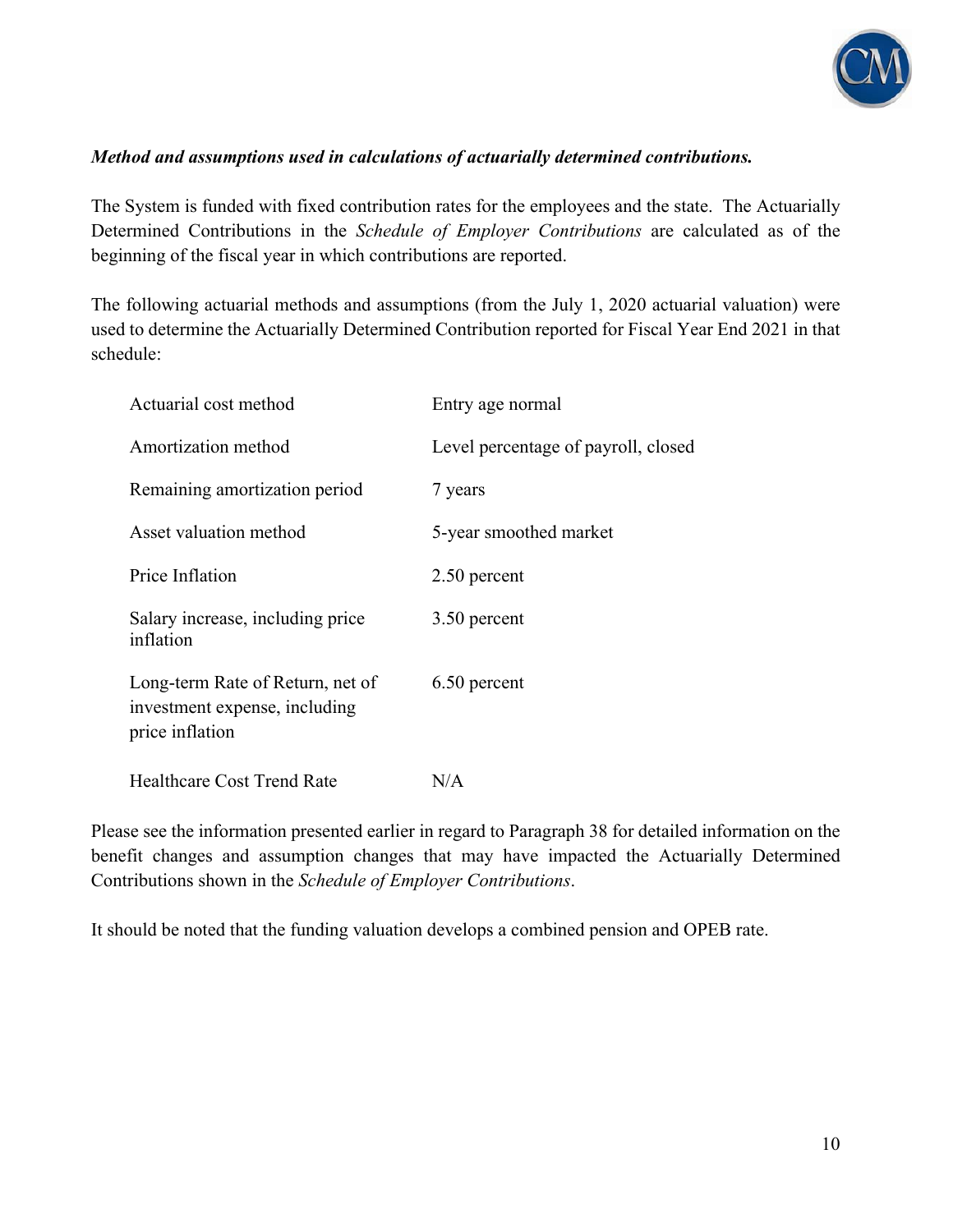***Method and assumptions used in calculations of actuarially determined contributions.***

The System is funded with fixed contribution rates for the employees and the state. The Actuarially Determined Contributions in the *Schedule of Employer Contributions* are calculated as of the beginning of the fiscal year in which contributions are reported.

The following actuarial methods and assumptions (from the July 1, 2020 actuarial valuation) were used to determine the Actuarially Determined Contribution reported for Fiscal Year End 2021 in that schedule:

| | |
|---|---|
| Actuarial cost method | Entry age normal |
| Amortization method | Level percentage of payroll, closed |
| Remaining amortization period | 7 years |
| Asset valuation method | 5-year smoothed market |
| Price Inflation | 2.50 percent |
| Salary increase, including price inflation | 3.50 percent |
| Long-term Rate of Return, net of investment expense, including price inflation | 6.50 percent |
| Healthcare Cost Trend Rate | N/A |

Please see the information presented earlier in regard to Paragraph 38 for detailed information on the benefit changes and assumption changes that may have impacted the Actuarially Determined Contributions shown in the *Schedule of Employer Contributions*.

It should be noted that the funding valuation develops a combined pension and OPEB rate.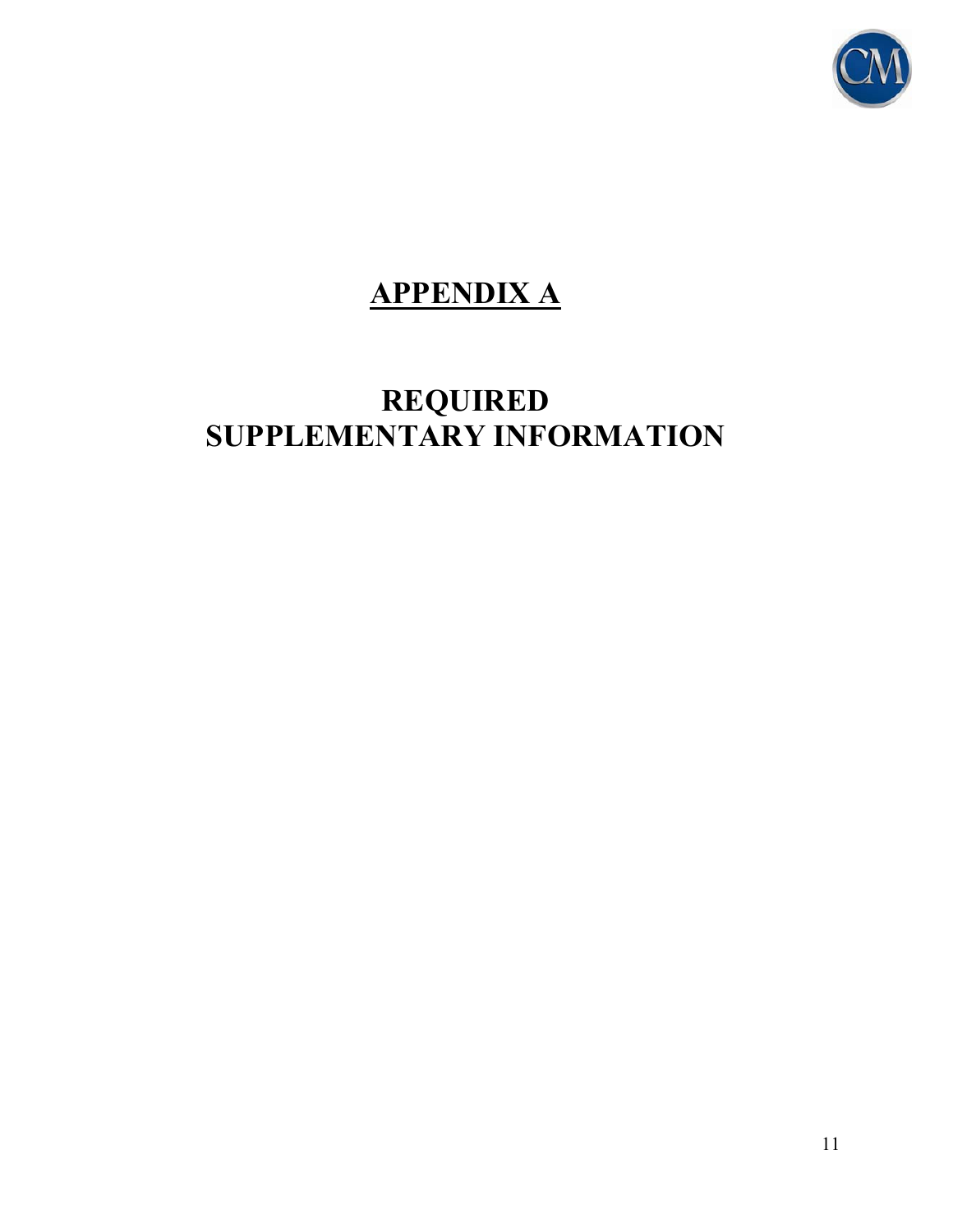# APPENDIX A

## REQUIRED SUPPLEMENTARY INFORMATION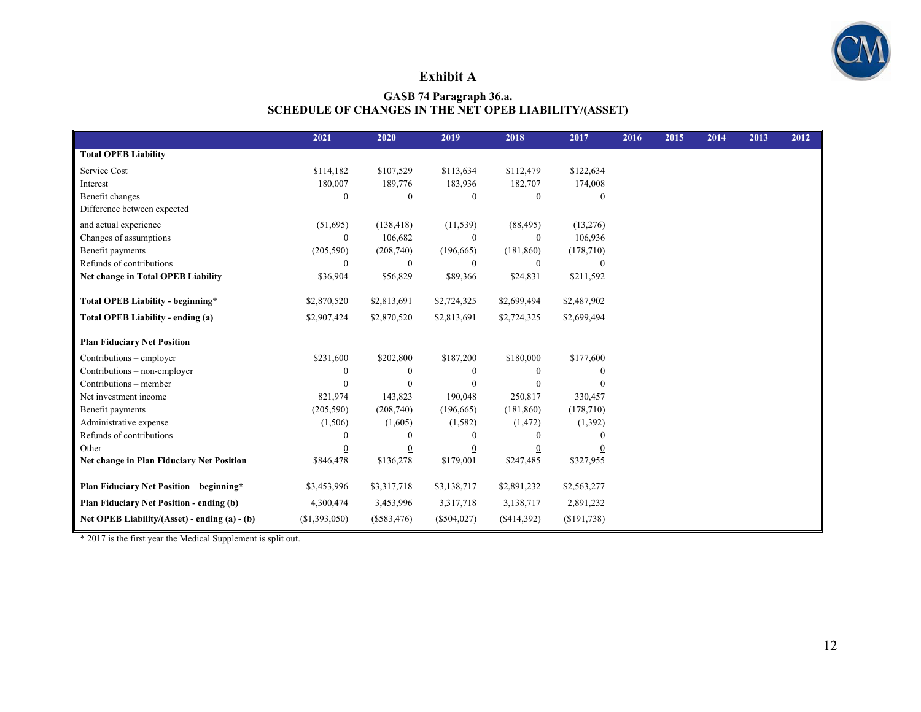# Exhibit A

### GASB 74 Paragraph 36.a.
### SCHEDULE OF CHANGES IN THE NET OPEB LIABILITY/(ASSET)

| | 2021 | 2020 | 2019 | 2018 | 2017 | 2016 | 2015 | 2014 | 2013 | 2012 |
|---|---|---|---|---|---|---|---|---|---|---|
| **Total OPEB Liability** | | | | | | | | | | |
| Service Cost | $114,182 | $107,529 | $113,634 | $112,479 | $122,634 | | | | | |
| Interest | 180,007 | 189,776 | 183,936 | 182,707 | 174,008 | | | | | |
| Benefit changes | 0 | 0 | 0 | 0 | 0 | | | | | |
| Difference between expected and actual experience | (51,695) | (138,418) | (11,539) | (88,495) | (13,276) | | | | | |
| Changes of assumptions | 0 | 106,682 | 0 | 0 | 106,936 | | | | | |
| Benefit payments | (205,590) | (208,740) | (196,665) | (181,860) | (178,710) | | | | | |
| Refunds of contributions | 0 | 0 | 0 | 0 | 0 | | | | | |
| **Net change in Total OPEB Liability** | $36,904 | $56,829 | $89,366 | $24,831 | $211,592 | | | | | |
| **Total OPEB Liability - beginning*** | $2,870,520 | $2,813,691 | $2,724,325 | $2,699,494 | $2,487,902 | | | | | |
| **Total OPEB Liability - ending (a)** | $2,907,424 | $2,870,520 | $2,813,691 | $2,724,325 | $2,699,494 | | | | | |
| **Plan Fiduciary Net Position** | | | | | | | | | | |
| Contributions – employer | $231,600 | $202,800 | $187,200 | $180,000 | $177,600 | | | | | |
| Contributions – non-employer | 0 | 0 | 0 | 0 | 0 | | | | | |
| Contributions – member | 0 | 0 | 0 | 0 | 0 | | | | | |
| Net investment income | 821,974 | 143,823 | 190,048 | 250,817 | 330,457 | | | | | |
| Benefit payments | (205,590) | (208,740) | (196,665) | (181,860) | (178,710) | | | | | |
| Administrative expense | (1,506) | (1,605) | (1,582) | (1,472) | (1,392) | | | | | |
| Refunds of contributions | 0 | 0 | 0 | 0 | 0 | | | | | |
| Other | 0 | 0 | 0 | 0 | 0 | | | | | |
| **Net change in Plan Fiduciary Net Position** | $846,478 | $136,278 | $179,001 | $247,485 | $327,955 | | | | | |
| **Plan Fiduciary Net Position – beginning*** | $3,453,996 | $3,317,718 | $3,138,717 | $2,891,232 | $2,563,277 | | | | | |
| **Plan Fiduciary Net Position - ending (b)** | 4,300,474 | 3,453,996 | 3,317,718 | 3,138,717 | 2,891,232 | | | | | |
| **Net OPEB Liability/(Asset) - ending (a) - (b)** | ($1,393,050) | ($583,476) | ($504,027) | ($414,392) | ($191,738) | | | | | |

* 2017 is the first year the Medical Supplement is split out.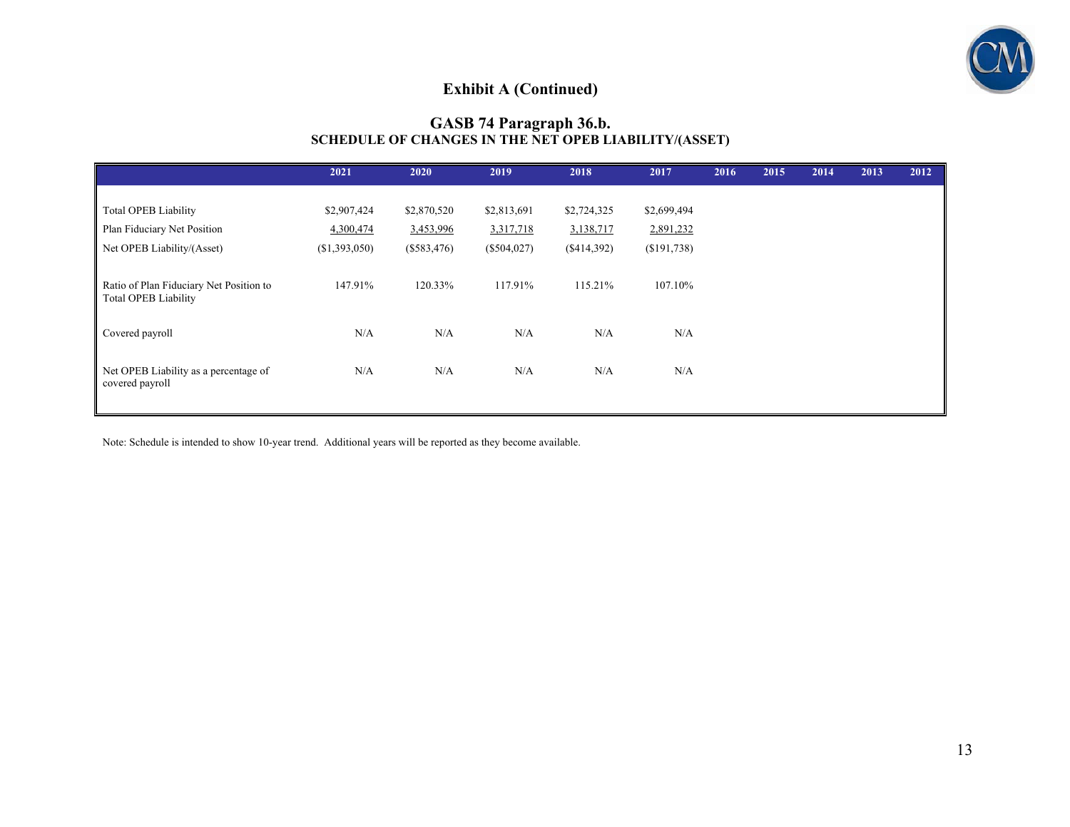## Exhibit A (Continued)

### GASB 74 Paragraph 36.b.
### SCHEDULE OF CHANGES IN THE NET OPEB LIABILITY/(ASSET)

| | 2021 | 2020 | 2019 | 2018 | 2017 | 2016 | 2015 | 2014 | 2013 | 2012 |
|---|---|---|---|---|---|---|---|---|---|---|
| Total OPEB Liability | $2,907,424 | $2,870,520 | $2,813,691 | $2,724,325 | $2,699,494 | | | | | |
| Plan Fiduciary Net Position | 4,300,474 | 3,453,996 | 3,317,718 | 3,138,717 | 2,891,232 | | | | | |
| Net OPEB Liability/(Asset) | ($1,393,050) | ($583,476) | ($504,027) | ($414,392) | ($191,738) | | | | | |
| Ratio of Plan Fiduciary Net Position to Total OPEB Liability | 147.91% | 120.33% | 117.91% | 115.21% | 107.10% | | | | | |
| Covered payroll | N/A | N/A | N/A | N/A | N/A | | | | | |
| Net OPEB Liability as a percentage of covered payroll | N/A | N/A | N/A | N/A | N/A | | | | | |

Note: Schedule is intended to show 10-year trend. Additional years will be reported as they become available.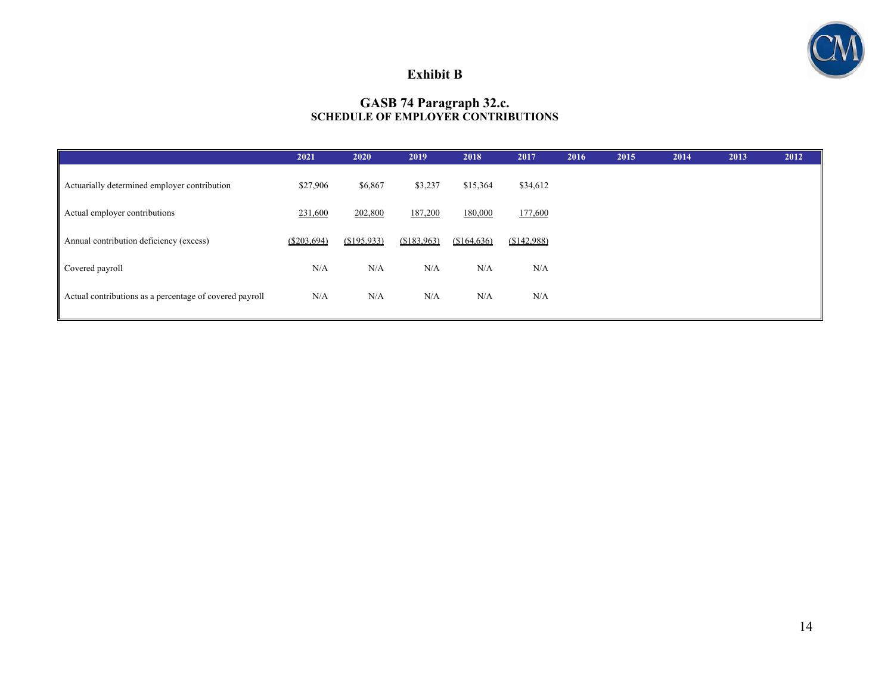# Exhibit B

## GASB 74 Paragraph 32.c.
### SCHEDULE OF EMPLOYER CONTRIBUTIONS

| | 2021 | 2020 | 2019 | 2018 | 2017 | 2016 | 2015 | 2014 | 2013 | 2012 |
|---|---|---|---|---|---|---|---|---|---|---|
| Actuarially determined employer contribution | $27,906 | $6,867 | $3,237 | $15,364 | $34,612 | | | | | |
| Actual employer contributions | 231,600 | 202,800 | 187,200 | 180,000 | 177,600 | | | | | |
| Annual contribution deficiency (excess) | ($203,694) | ($195,933) | ($183,963) | ($164,636) | ($142,988) | | | | | |
| Covered payroll | N/A | N/A | N/A | N/A | N/A | | | | | |
| Actual contributions as a percentage of covered payroll | N/A | N/A | N/A | N/A | N/A | | | | | |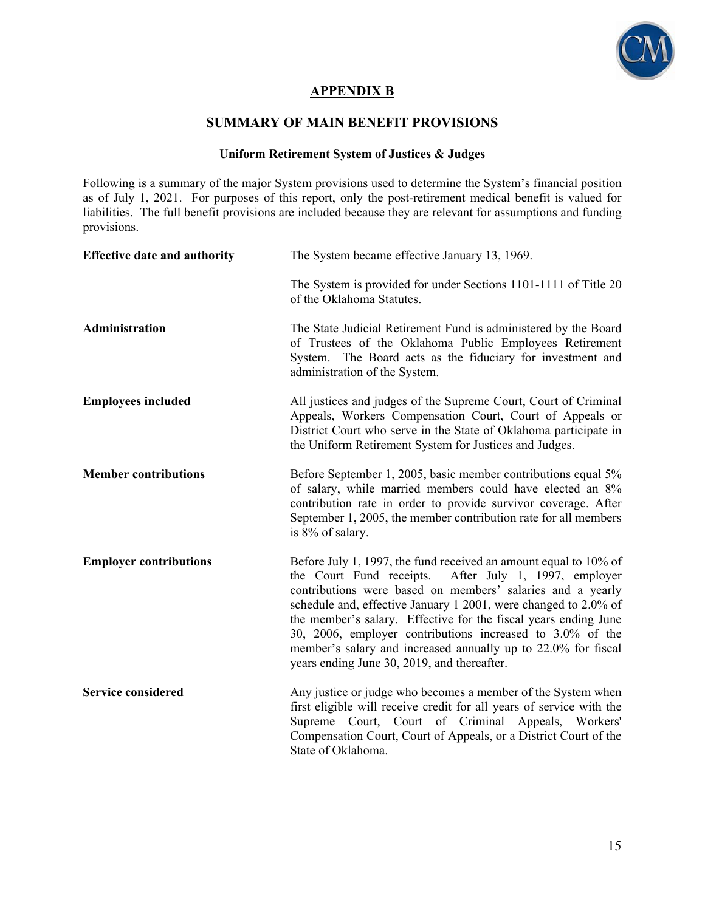## APPENDIX B

## SUMMARY OF MAIN BENEFIT PROVISIONS

### Uniform Retirement System of Justices & Judges

Following is a summary of the major System provisions used to determine the System's financial position as of July 1, 2021. For purposes of this report, only the post-retirement medical benefit is valued for liabilities. The full benefit provisions are included because they are relevant for assumptions and funding provisions.

**Effective date and authority**

The System became effective January 13, 1969.

The System is provided for under Sections 1101-1111 of Title 20 of the Oklahoma Statutes.

**Administration**

The State Judicial Retirement Fund is administered by the Board of Trustees of the Oklahoma Public Employees Retirement System. The Board acts as the fiduciary for investment and administration of the System.

**Employees included**

All justices and judges of the Supreme Court, Court of Criminal Appeals, Workers Compensation Court, Court of Appeals or District Court who serve in the State of Oklahoma participate in the Uniform Retirement System for Justices and Judges.

**Member contributions**

Before September 1, 2005, basic member contributions equal 5% of salary, while married members could have elected an 8% contribution rate in order to provide survivor coverage. After September 1, 2005, the member contribution rate for all members is 8% of salary.

**Employer contributions**

Before July 1, 1997, the fund received an amount equal to 10% of the Court Fund receipts. After July 1, 1997, employer contributions were based on members' salaries and a yearly schedule and, effective January 1 2001, were changed to 2.0% of the member's salary. Effective for the fiscal years ending June 30, 2006, employer contributions increased to 3.0% of the member's salary and increased annually up to 22.0% for fiscal years ending June 30, 2019, and thereafter.

**Service considered**

Any justice or judge who becomes a member of the System when first eligible will receive credit for all years of service with the Supreme Court, Court of Criminal Appeals, Workers' Compensation Court, Court of Appeals, or a District Court of the State of Oklahoma.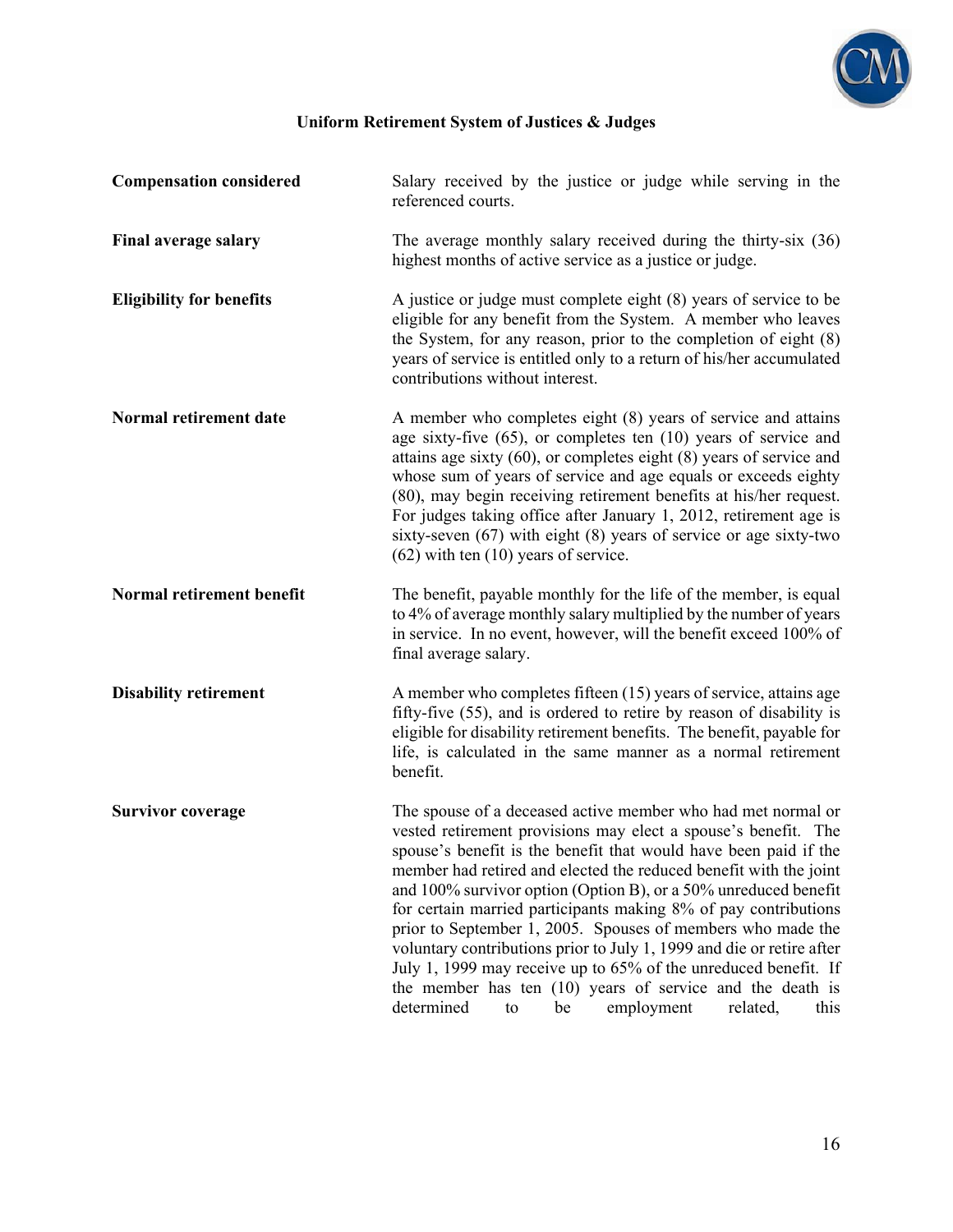## Uniform Retirement System of Justices & Judges

**Compensation considered** Salary received by the justice or judge while serving in the referenced courts.

**Final average salary** The average monthly salary received during the thirty-six (36) highest months of active service as a justice or judge.

**Eligibility for benefits** A justice or judge must complete eight (8) years of service to be eligible for any benefit from the System. A member who leaves the System, for any reason, prior to the completion of eight (8) years of service is entitled only to a return of his/her accumulated contributions without interest.

**Normal retirement date** A member who completes eight (8) years of service and attains age sixty-five (65), or completes ten (10) years of service and attains age sixty (60), or completes eight (8) years of service and whose sum of years of service and age equals or exceeds eighty (80), may begin receiving retirement benefits at his/her request. For judges taking office after January 1, 2012, retirement age is sixty-seven (67) with eight (8) years of service or age sixty-two (62) with ten (10) years of service.

**Normal retirement benefit** The benefit, payable monthly for the life of the member, is equal to 4% of average monthly salary multiplied by the number of years in service. In no event, however, will the benefit exceed 100% of final average salary.

**Disability retirement** A member who completes fifteen (15) years of service, attains age fifty-five (55), and is ordered to retire by reason of disability is eligible for disability retirement benefits. The benefit, payable for life, is calculated in the same manner as a normal retirement benefit.

**Survivor coverage** The spouse of a deceased active member who had met normal or vested retirement provisions may elect a spouse's benefit. The spouse's benefit is the benefit that would have been paid if the member had retired and elected the reduced benefit with the joint and 100% survivor option (Option B), or a 50% unreduced benefit for certain married participants making 8% of pay contributions prior to September 1, 2005. Spouses of members who made the voluntary contributions prior to July 1, 1999 and die or retire after July 1, 1999 may receive up to 65% of the unreduced benefit. If the member has ten (10) years of service and the death is determined to be employment related, this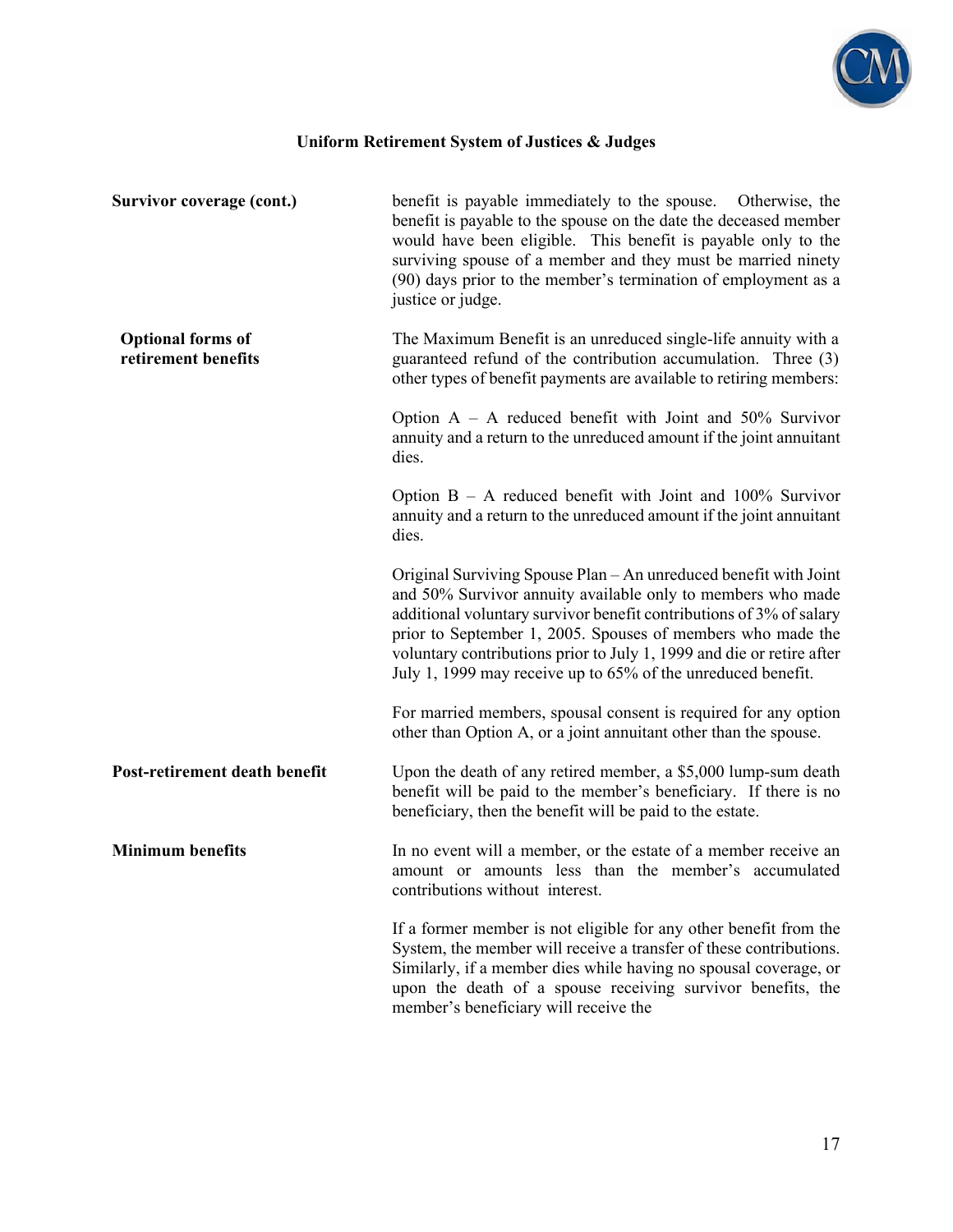### Uniform Retirement System of Justices & Judges

**Survivor coverage (cont.)**

benefit is payable immediately to the spouse. Otherwise, the benefit is payable to the spouse on the date the deceased member would have been eligible. This benefit is payable only to the surviving spouse of a member and they must be married ninety (90) days prior to the member's termination of employment as a justice or judge.

**Optional forms of retirement benefits**

The Maximum Benefit is an unreduced single-life annuity with a guaranteed refund of the contribution accumulation. Three (3) other types of benefit payments are available to retiring members:

Option A – A reduced benefit with Joint and 50% Survivor annuity and a return to the unreduced amount if the joint annuitant dies.

Option B – A reduced benefit with Joint and 100% Survivor annuity and a return to the unreduced amount if the joint annuitant dies.

Original Surviving Spouse Plan – An unreduced benefit with Joint and 50% Survivor annuity available only to members who made additional voluntary survivor benefit contributions of 3% of salary prior to September 1, 2005. Spouses of members who made the voluntary contributions prior to July 1, 1999 and die or retire after July 1, 1999 may receive up to 65% of the unreduced benefit.

For married members, spousal consent is required for any option other than Option A, or a joint annuitant other than the spouse.

**Post-retirement death benefit**

Upon the death of any retired member, a $5,000 lump-sum death benefit will be paid to the member's beneficiary. If there is no beneficiary, then the benefit will be paid to the estate.

**Minimum benefits**

In no event will a member, or the estate of a member receive an amount or amounts less than the member's accumulated contributions without interest.

If a former member is not eligible for any other benefit from the System, the member will receive a transfer of these contributions. Similarly, if a member dies while having no spousal coverage, or upon the death of a spouse receiving survivor benefits, the member's beneficiary will receive the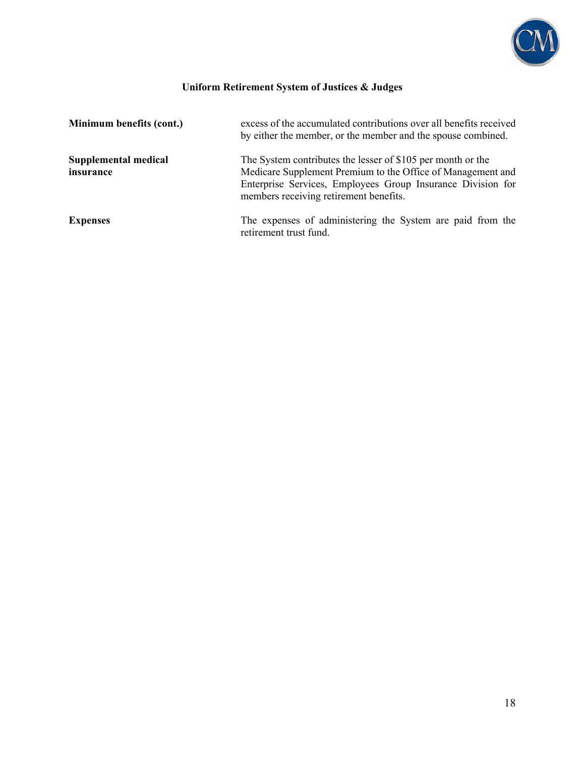## Uniform Retirement System of Justices & Judges

| | |
|---|---|
| **Minimum benefits (cont.)** | excess of the accumulated contributions over all benefits received by either the member, or the member and the spouse combined. |
| **Supplemental medical insurance** | The System contributes the lesser of $105 per month or the Medicare Supplement Premium to the Office of Management and Enterprise Services, Employees Group Insurance Division for members receiving retirement benefits. |
| **Expenses** | The expenses of administering the System are paid from the retirement trust fund. |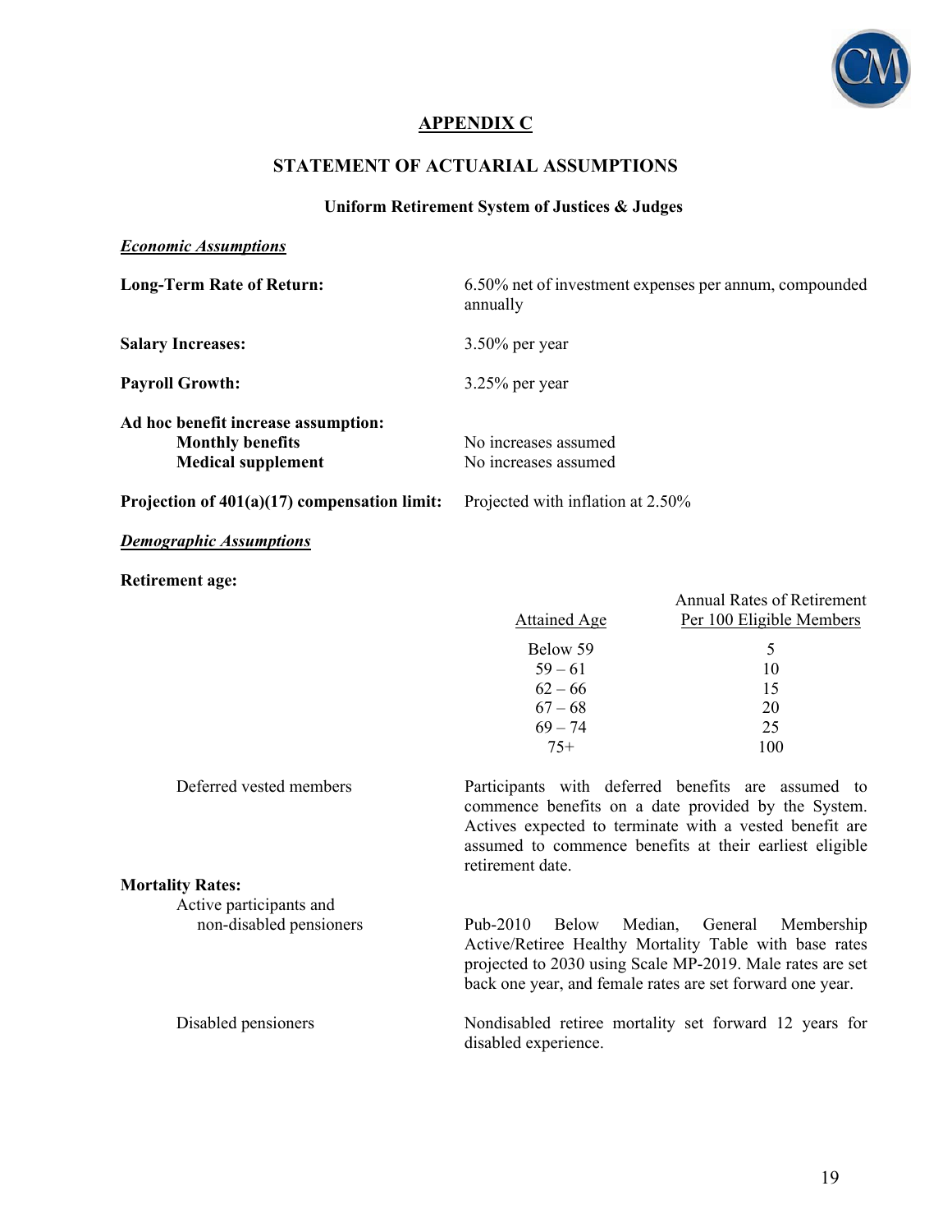# APPENDIX C

## STATEMENT OF ACTUARIAL ASSUMPTIONS

### Uniform Retirement System of Justices & Judges

***Economic Assumptions***

**Long-Term Rate of Return:** 6.50% net of investment expenses per annum, compounded annually

**Salary Increases:** 3.50% per year

**Payroll Growth:** 3.25% per year

**Ad hoc benefit increase assumption:**
- **Monthly benefits** — No increases assumed
- **Medical supplement** — No increases assumed

**Projection of 401(a)(17) compensation limit:** Projected with inflation at 2.50%

***Demographic Assumptions***

**Retirement age:**

| Attained Age | Annual Rates of Retirement Per 100 Eligible Members |
|---|---|
| Below 59 | 5 |
| 59 – 61 | 10 |
| 62 – 66 | 15 |
| 67 – 68 | 20 |
| 69 – 74 | 25 |
| 75+ | 100 |

Deferred vested members: Participants with deferred benefits are assumed to commence benefits on a date provided by the System. Actives expected to terminate with a vested benefit are assumed to commence benefits at their earliest eligible retirement date.

**Mortality Rates:**

Active participants and non-disabled pensioners: Pub-2010 Below Median, General Membership Active/Retiree Healthy Mortality Table with base rates projected to 2030 using Scale MP-2019. Male rates are set back one year, and female rates are set forward one year.

Disabled pensioners: Nondisabled retiree mortality set forward 12 years for disabled experience.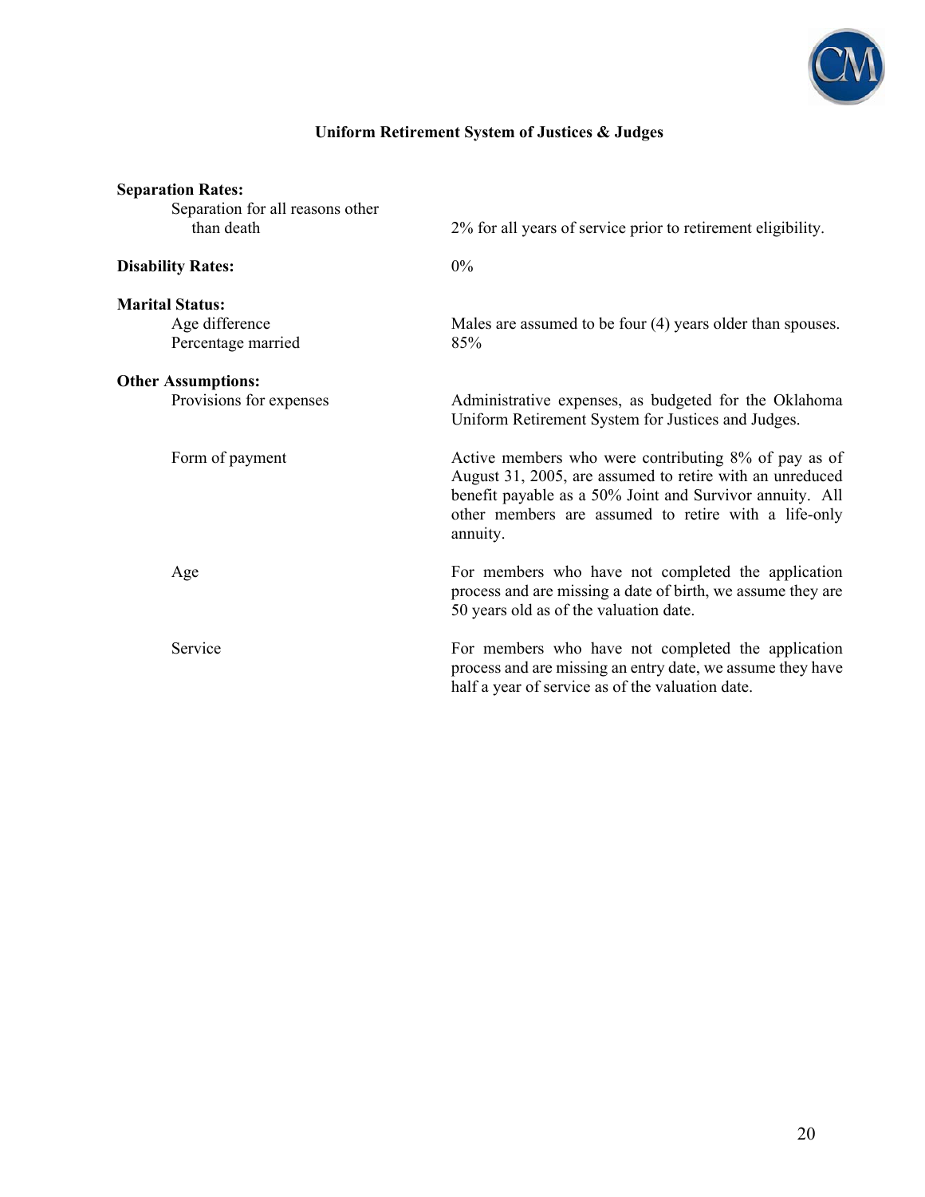## Uniform Retirement System of Justices & Judges

**Separation Rates:**

| | |
|---|---|
| Separation for all reasons other than death | 2% for all years of service prior to retirement eligibility. |

**Disability Rates:** 0%

**Marital Status:**

| | |
|---|---|
| Age difference | Males are assumed to be four (4) years older than spouses. |
| Percentage married | 85% |

**Other Assumptions:**

| | |
|---|---|
| Provisions for expenses | Administrative expenses, as budgeted for the Oklahoma Uniform Retirement System for Justices and Judges. |
| Form of payment | Active members who were contributing 8% of pay as of August 31, 2005, are assumed to retire with an unreduced benefit payable as a 50% Joint and Survivor annuity. All other members are assumed to retire with a life-only annuity. |
| Age | For members who have not completed the application process and are missing a date of birth, we assume they are 50 years old as of the valuation date. |
| Service | For members who have not completed the application process and are missing an entry date, we assume they have half a year of service as of the valuation date. |